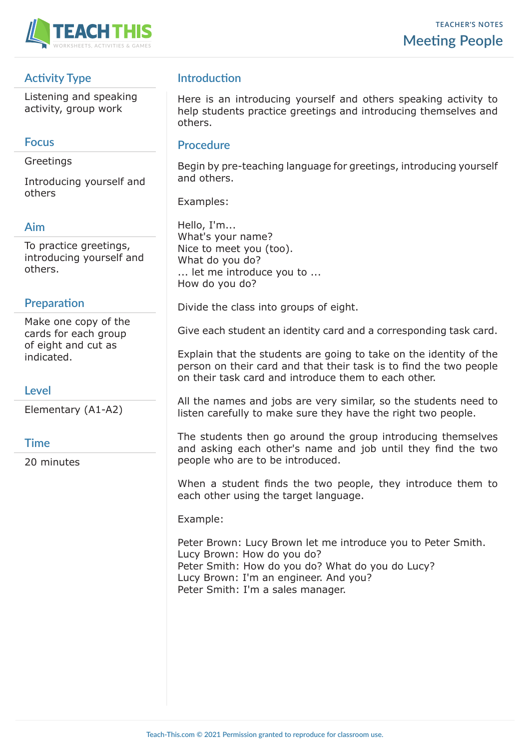# Meeting People

TEACHER'S NOTES

## Activity Type

Listening and speaking activity, group work

## Focus

Greetings

Introducing yourself and others

## Aim

To practice greetings, introducing yourself and others.

## Preparation

Make one copy of the cards for each group of eight and cut as indicated.

## Level

Elementary (A1-A2)

## Time

20 minutes

## Introduction

Here is an introducing yourself and others speaking activity to help students practice greetings and introducing themselves and others.

## Procedure

Begin by pre-teaching language for greetings, introducing yourself and others.

Examples:

Hello, I'm...
What's your name?
Nice to meet you (too).
What do you do?
... let me introduce you to ...
How do you do?

Divide the class into groups of eight.

Give each student an identity card and a corresponding task card.

Explain that the students are going to take on the identity of the person on their card and that their task is to find the two people on their task card and introduce them to each other.

All the names and jobs are very similar, so the students need to listen carefully to make sure they have the right two people.

The students then go around the group introducing themselves and asking each other's name and job until they find the two people who are to be introduced.

When a student finds the two people, they introduce them to each other using the target language.

Example:

Peter Brown: Lucy Brown let me introduce you to Peter Smith.
Lucy Brown: How do you do?
Peter Smith: How do you do? What do you do Lucy?
Lucy Brown: I'm an engineer. And you?
Peter Smith: I'm a sales manager.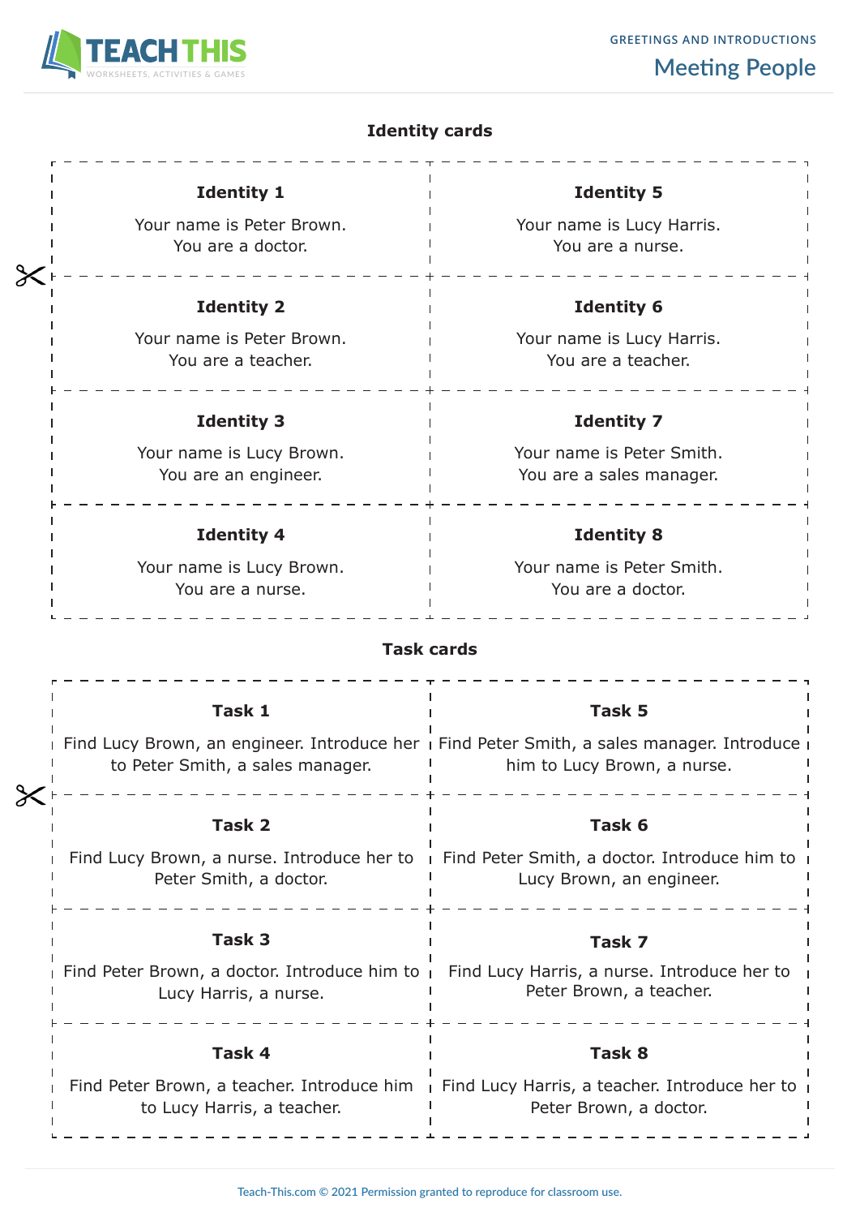## Identity cards

**Identity 1**

Your name is Peter Brown.
You are a doctor.

**Identity 5**

Your name is Lucy Harris.
You are a nurse.

**Identity 2**

Your name is Peter Brown.
You are a teacher.

**Identity 6**

Your name is Lucy Harris.
You are a teacher.

**Identity 3**

Your name is Lucy Brown.
You are an engineer.

**Identity 7**

Your name is Peter Smith.
You are a sales manager.

**Identity 4**

Your name is Lucy Brown.
You are a nurse.

**Identity 8**

Your name is Peter Smith.
You are a doctor.

## Task cards

**Task 1**

Find Lucy Brown, an engineer. Introduce her to Peter Smith, a sales manager.

**Task 5**

Find Peter Smith, a sales manager. Introduce him to Lucy Brown, a nurse.

**Task 2**

Find Lucy Brown, a nurse. Introduce her to Peter Smith, a doctor.

**Task 6**

Find Peter Smith, a doctor. Introduce him to Lucy Brown, an engineer.

**Task 3**

Find Peter Brown, a doctor. Introduce him to Lucy Harris, a nurse.

**Task 7**

Find Lucy Harris, a nurse. Introduce her to Peter Brown, a teacher.

**Task 4**

Find Peter Brown, a teacher. Introduce him to Lucy Harris, a teacher.

**Task 8**

Find Lucy Harris, a teacher. Introduce her to Peter Brown, a doctor.